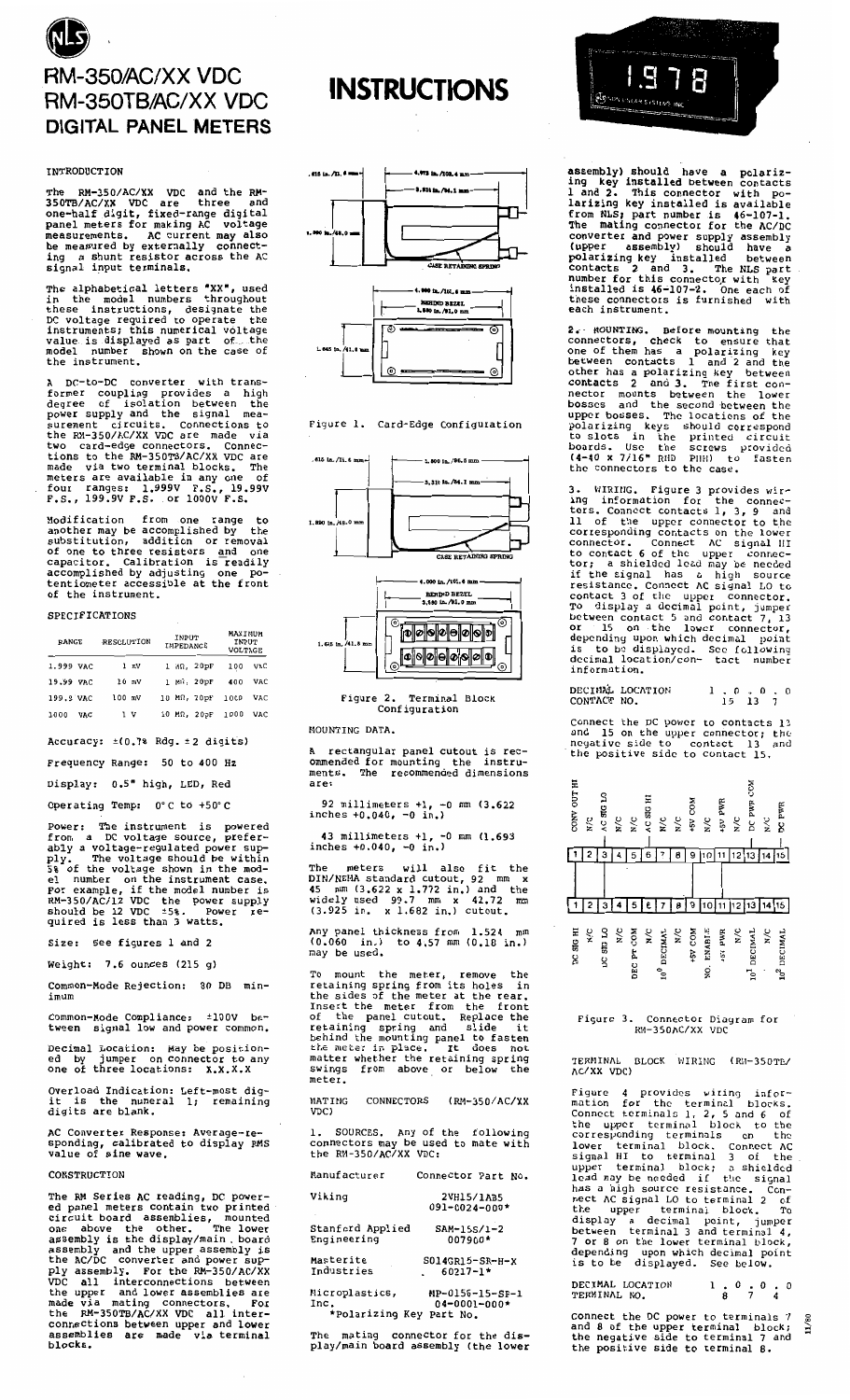# RM-350/AC/XX VDC
# RM-350TB/AC/XX VDC
# DIGITAL PANEL METERS

# INSTRUCTIONS

## INTRODUCTION

The RM-350/AC/XX VDC and the RM-350TB/AC/XX VDC are three and one-half digit, fixed-range digital panel meters for making AC voltage measurements. AC current may also be measured by externally connecting a shunt resistor across the AC signal input terminals.

The alphabetical letters "XX", used in the model numbers throughout these instructions, designate the DC voltage required to operate the instruments; this numerical voltage value is displayed as part of the model number shown on the case of the instrument.

A DC-to-DC converter with transformer coupling provides a high degree of isolation between the power supply and the signal measurement circuits. Connections to the RM-350/AC/XX VDC are made via two card-edge connectors. Connections to the RM-350TB/AC/XX VDC are made via two terminal blocks. The meters are available in any one of four ranges: 1.999V F.S., 19.99V F.S., 199.9V F.S. or 1000V F.S.

Modification from one range to another may be accomplished by the substitution, addition or removal of one to three resistors and one capacitor. Calibration is readily accomplished by adjusting one potentiometer accessible at the front of the instrument.

## SPECIFICATIONS

| RANGE | RESOLUTION | INPUT IMPEDANCE | MAXIMUM INPUT VOLTAGE |
|---|---|---|---|
| 1.999 VAC | 1 mV | 1 MΩ, 20pF | 100 VAC |
| 19.99 VAC | 10 mV | 1 MΩ, 20pF | 400 VAC |
| 199.9 VAC | 100 mV | 10 MΩ, 20pF | 1000 VAC |
| 1000 VAC | 1 V | 10 MΩ, 20pF | 1000 VAC |

Accuracy: ±(0.7% Rdg. ± 2 digits)

Frequency Range: 50 to 400 Hz

Display: 0.5" high, LED, Red

Operating Temp: 0° C to +50° C

Power: The instrument is powered from a DC voltage source, preferably a voltage-regulated power supply. The voltage should be within 5% of the voltage shown in the model number on the instrument case. For example, if the model number is RM-350/AC/12 VDC the power supply should be 12 VDC ±5%. Power required is less than 3 watts.

Size: See figures 1 and 2

Weight: 7.6 ounces (215 g)

Common-Mode Rejection: 80 DB minimum

Common-Mode Compliance: ±100V between signal low and power common.

Decimal Location: May be positioned by jumper on connector to any one of three locations: X.X.X.X

Overload Indication: Left-most digit is the numeral 1; remaining digits are blank.

AC Converter Response: Average-responding, calibrated to display RMS value of sine wave.

## CONSTRUCTION

The RM Series AC reading, DC powered panel meters contain two printed circuit board assemblies, mounted one above the other. The lower assembly is the display/main board assembly and the upper assembly is the AC/DC converter and power supply assembly. For the RM-350/AC/XX VDC all interconnections between the upper and lower assemblies are made via mating connectors. For the RM-350TB/AC/XX VDC all interconnections between upper and lower assemblies are made via terminal blocks.

Figure 1. Card-Edge Configuration

Figure 2. Terminal Block Configuration

## MOUNTING DATA.

A rectangular panel cutout is recommended for mounting the instruments. The recommended dimensions are:

92 millimeters +1, -0 mm (3.622 inches +0.040, -0 in.)

43 millimeters +1, -0 mm (1.693 inches +0.040, -0 in.)

The meters will also fit the DIN/NEMA standard cutout, 92 mm x 45 mm (3.622 x 1.772 in.) and the widely used 99.7 mm x 42.72 mm (3.925 in. x 1.682 in.) cutout.

Any panel thickness from 1.524 mm (0.060 in.) to 4.57 mm (0.18 in.) may be used.

To mount the meter, remove the retaining spring from its holes in the sides of the meter at the rear. Insert the meter from the front of the panel cutout. Replace the retaining spring and slide it behind the mounting panel to fasten the meter in place. It does not matter whether the retaining spring swings from above or below the meter.

## MATING CONNECTORS (RM-350/AC/XX VDC)

1. SOURCES. Any of the following connectors may be used to mate with the RM-350/AC/XX VDC:

| Manufacturer | Connector Part No. |
|---|---|
| Viking | 2VH15/1AB5<br>091-0024-000* |
| Stanford Applied Engineering | SAM-15S/1-2<br>007900* |
| Masterite Industries | S014GR15-SR-H-X<br>60217-1* |
| Microplastics, Inc. | MP-0156-15-SP-1<br>04-0001-000* |

*Polarizing Key Part No.

The mating connector for the display/main board assembly (the lower assembly) should have a polarizing key installed between contacts 1 and 2. This connector with polarizing key installed is available from NLS; part number is 46-107-1. The mating connector for the AC/DC converter and power supply assembly (upper assembly) should have a polarizing key installed between contacts 2 and 3. The NLS part number for this connector with key installed is 46-107-2. One each of these connectors is furnished with each instrument.

2. MOUNTING. Before mounting the connectors, check to ensure that one of them has a polarizing key between contacts 1 and 2 and the other has a polarizing key between contacts 2 and 3. The first connector mounts between the lower bosses and the second between the upper bosses. The locations of the polarizing keys should correspond to slots in the printed circuit boards. Use the screws provided (4-40 x 7/16" RHD PHH) to fasten the connectors to the case.

3. WIRING. Figure 3 provides wiring information for the connectors. Connect contacts 1, 3, 9 and 11 of the upper connector to the corresponding contacts on the lower connector. Connect AC signal HI to contact 6 of the upper connector; a shielded lead may be needed if the signal has a high source resistance. Connect AC signal LO to contact 3 of the upper connector. To display a decimal point, jumper between contact 5 and contact 7, 13 or 15 on the lower connector, depending upon which decimal point is to be displayed. See following decimal location/contact number information.

| DECIMAL LOCATION | 1 . | 0 . | 0 . | 0 |
|---|---|---|---|---|
| CONTACT NO. | 15 | 13 | 7 | |

Connect the DC power to contacts 13 and 15 on the upper connector; the negative side to contact 13 and the positive side to contact 15.

Figure 3. Connector Diagram for RM-350AC/XX VDC

## TERMINAL BLOCK WIRING (RM-350TB/AC/XX VDC)

Figure 4 provides wiring information for the terminal blocks. Connect terminals 1, 2, 5 and 6 of the upper terminal block to the corresponding terminals on the lower terminal block. Connect AC signal HI to terminal 3 of the upper terminal block; a shielded lead may be needed if the signal has a high source resistance. Connect AC signal LO to terminal 2 of the upper terminal block. To display a decimal point, jumper between terminal 3 and terminal 4, 7 or 8 on the lower terminal block, depending upon which decimal point is to be displayed. See below.

| DECIMAL LOCATION | 1 . | 0 . | 0 . | 0 |
|---|---|---|---|---|
| TERMINAL NO. | 8 | 7 | 4 | |

Connect the DC power to terminals 7 and 8 of the upper terminal block; the negative side to terminal 7 and the positive side to terminal 8.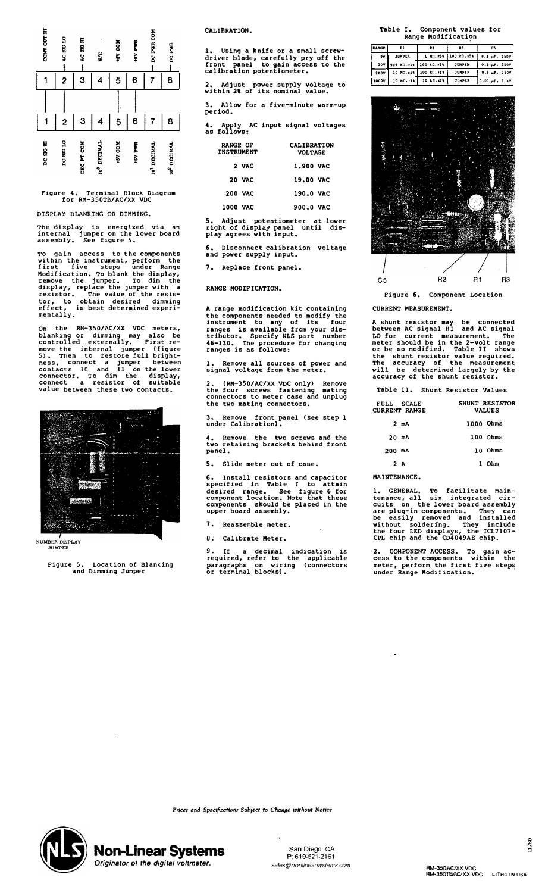CONV OUT HI | AC SIG LO | AC SIG HI | N/C | +5V COM | +5V PWR | DC PWR COM | DC PWR

1 2 3 4 5 6 7 8

1 2 3 4 5 6 7 8

DC SIG HI | DC SIG LO | DEC PT COM | $10^0$ DECIMAL | +5V COM | +5V PWR | $10^1$ DECIMAL | $10^2$ DECIMAL

Figure 4. Terminal Block Diagram for RM-350TB/AC/XX VDC

DISPLAY BLANKING OR DIMMING.

The display is energized via an internal jumper on the lower board assembly. See figure 5.

To gain access to the components within the instrument, perform the first five steps under Range Modification. To blank the display, remove the jumper. To dim the display, replace the jumper with a resistor. The value of the resistor, to obtain desired dimming effect, is best determined experimentally.

On the RM-350/AC/XX VDC meters, blanking or dimming may also be controlled externally. First remove the internal jumper (figure 5). Then to restore full brightness, connect a jumper between contacts 10 and 11 on the lower connector. To dim the display, connect a resistor of suitable value between these two contacts.

NUMBER DISPLAY JUMPER

Figure 5. Location of Blanking and Dimming Jumper

CALIBRATION.

1. Using a knife or a small screwdriver blade, carefully pry off the front panel to gain access to the calibration potentiometer.

2. Adjust power supply voltage to within 2% of its nominal value.

3. Allow for a five-minute warm-up period.

4. Apply AC input signal voltages as follows:

| RANGE OF INSTRUMENT | CALIBRATION VOLTAGE |
|---|---|
| 2 VAC | 1.900 VAC |
| 20 VAC | 19.00 VAC |
| 200 VAC | 190.0 VAC |
| 1000 VAC | 900.0 VAC |

5. Adjust potentiometer at lower right of display panel until display agrees with input.

6. Disconnect calibration voltage and power supply input.

7. Replace front panel.

RANGE MODIFICATION.

A range modification kit containing the components needed to modify the instrument to any of its four ranges is available from your distributor. Specify NLS part number 46-130. The procedure for changing ranges is as follows:

1. Remove all sources of power and signal voltage from the meter.

2. (RM-350/AC/XX VDC only) Remove the four screws fastening mating connectors to meter case and unplug the two mating connectors.

3. Remove front panel (see step 1 under Calibration).

4. Remove the two screws and the two retaining brackets behind front panel.

5. Slide meter out of case.

6. Install resistors and capacitor specified in Table I to attain desired range. See figure 6 for component location. Note that these components should be placed in the upper board assembly.

7. Reassemble meter.

8. Calibrate Meter.

9. If a decimal indication is required, refer to the applicable paragraphs on wiring (connectors or terminal blocks).

Table I. Component values for Range Modification

| RANGE | R1 | R2 | R3 | C5 |
|---|---|---|---|---|
| 2V | JUMPER | 1 MΩ, ±5% | 100 kΩ, ±5% | 0.1 μF, 250V |
| 20V | 909 kΩ, ±1% | 100 kΩ, ±1% | JUMPER | 0.1 μF, 250V |
| 200V | 10 MΩ, ±1% | 100 kΩ, ±1% | JUMPER | 0.1 μF, 250V |
| 1000V | 10 MΩ, ±1% | 10 kΩ, ±1% | JUMPER | 0.01 μF, 1 kV |

C5 R2 R1 R3

Figure 6. Component Location

CURRENT MEASUREMENT.

A shunt resistor may be connected between AC signal HI and AC signal LO for current measurement. The meter should be in the 2-volt range or be so modified. Table II shows the shunt resistor value required. The accuracy of the measurement will be determined largely by the accuracy of the shunt resistor.

Table II. Shunt Resistor Values

| FULL SCALE CURRENT RANGE | SHUNT RESISTOR VALUES |
|---|---|
| 2 mA | 1000 Ohms |
| 20 mA | 100 Ohms |
| 200 mA | 10 Ohms |
| 2 A | 1 Ohm |

MAINTENANCE.

1. GENERAL. To facilitate maintenance, all six integrated circuits on the lower board assembly are plug-in components. They can be easily removed and installed without soldering. They include the four LED displays, the ICL7107-CPL chip and the CD4049AE chip.

2. COMPONENT ACCESS. To gain access to the components within the meter, perform the first five steps under Range Modification.

*Prices and Specifications Subject to Change without Notice*

**Non-Linear Systems**
*Originator of the digital voltmeter.*

San Diego, CA
P: 619-521-2161
*sales@nonlinearsystems.com*

RM-350AC/XX VDC
RM-350TB/AC/XX VDC LITHO IN USA

11/80